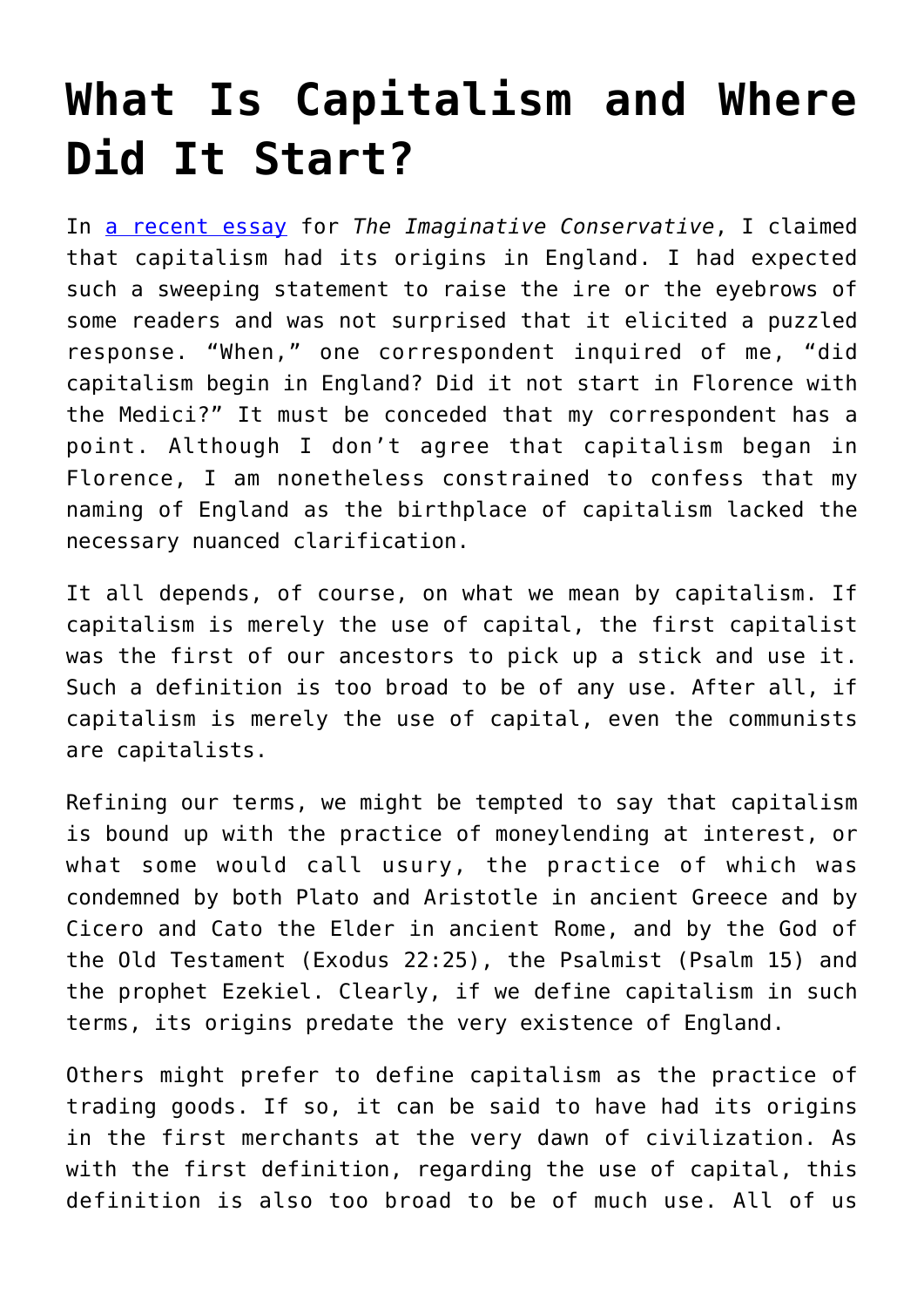# What Is Capitalism and Where Did It Start?

In [a recent essay](#) for *The Imaginative Conservative*, I claimed that capitalism had its origins in England. I had expected such a sweeping statement to raise the ire or the eyebrows of some readers and was not surprised that it elicited a puzzled response. "When," one correspondent inquired of me, "did capitalism begin in England? Did it not start in Florence with the Medici?" It must be conceded that my correspondent has a point. Although I don't agree that capitalism began in Florence, I am nonetheless constrained to confess that my naming of England as the birthplace of capitalism lacked the necessary nuanced clarification.

It all depends, of course, on what we mean by capitalism. If capitalism is merely the use of capital, the first capitalist was the first of our ancestors to pick up a stick and use it. Such a definition is too broad to be of any use. After all, if capitalism is merely the use of capital, even the communists are capitalists.

Refining our terms, we might be tempted to say that capitalism is bound up with the practice of moneylending at interest, or what some would call usury, the practice of which was condemned by both Plato and Aristotle in ancient Greece and by Cicero and Cato the Elder in ancient Rome, and by the God of the Old Testament (Exodus 22:25), the Psalmist (Psalm 15) and the prophet Ezekiel. Clearly, if we define capitalism in such terms, its origins predate the very existence of England.

Others might prefer to define capitalism as the practice of trading goods. If so, it can be said to have had its origins in the first merchants at the very dawn of civilization. As with the first definition, regarding the use of capital, this definition is also too broad to be of much use. All of us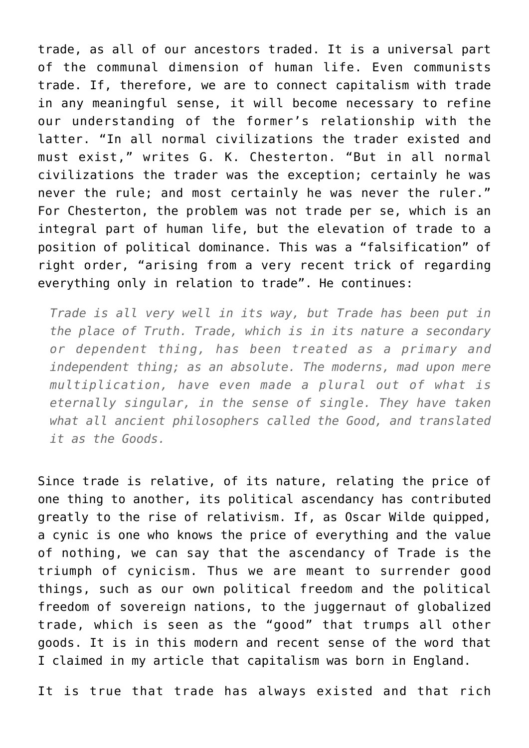trade, as all of our ancestors traded. It is a universal part of the communal dimension of human life. Even communists trade. If, therefore, we are to connect capitalism with trade in any meaningful sense, it will become necessary to refine our understanding of the former's relationship with the latter. "In all normal civilizations the trader existed and must exist," writes G. K. Chesterton. "But in all normal civilizations the trader was the exception; certainly he was never the rule; and most certainly he was never the ruler." For Chesterton, the problem was not trade per se, which is an integral part of human life, but the elevation of trade to a position of political dominance. This was a "falsification" of right order, "arising from a very recent trick of regarding everything only in relation to trade". He continues:

> *Trade is all very well in its way, but Trade has been put in the place of Truth. Trade, which is in its nature a secondary or dependent thing, has been treated as a primary and independent thing; as an absolute. The moderns, mad upon mere multiplication, have even made a plural out of what is eternally singular, in the sense of single. They have taken what all ancient philosophers called the Good, and translated it as the Goods.*

Since trade is relative, of its nature, relating the price of one thing to another, its political ascendancy has contributed greatly to the rise of relativism. If, as Oscar Wilde quipped, a cynic is one who knows the price of everything and the value of nothing, we can say that the ascendancy of Trade is the triumph of cynicism. Thus we are meant to surrender good things, such as our own political freedom and the political freedom of sovereign nations, to the juggernaut of globalized trade, which is seen as the "good" that trumps all other goods. It is in this modern and recent sense of the word that I claimed in my article that capitalism was born in England.

It is true that trade has always existed and that rich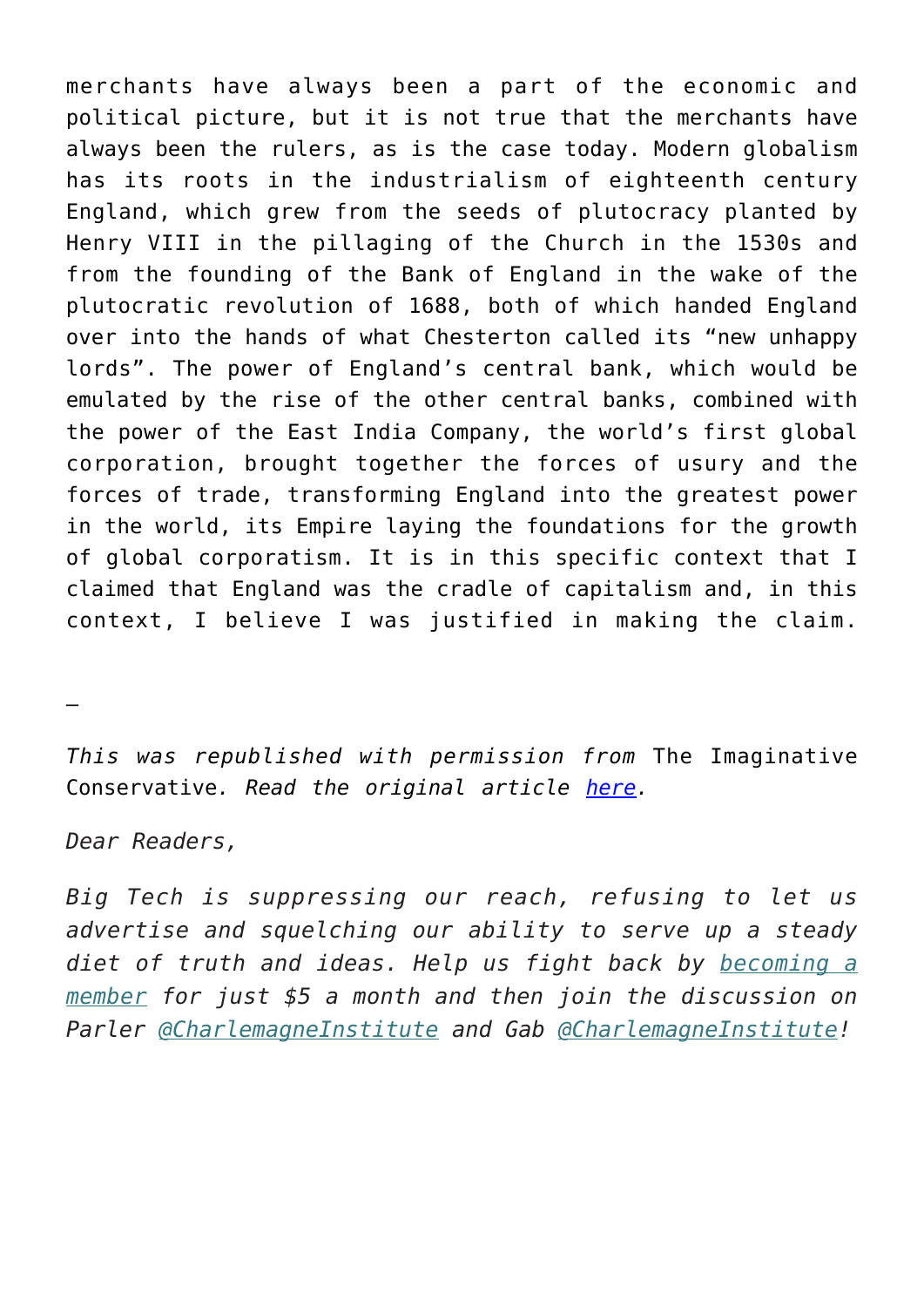merchants have always been a part of the economic and political picture, but it is not true that the merchants have always been the rulers, as is the case today. Modern globalism has its roots in the industrialism of eighteenth century England, which grew from the seeds of plutocracy planted by Henry VIII in the pillaging of the Church in the 1530s and from the founding of the Bank of England in the wake of the plutocratic revolution of 1688, both of which handed England over into the hands of what Chesterton called its "new unhappy lords". The power of England's central bank, which would be emulated by the rise of the other central banks, combined with the power of the East India Company, the world's first global corporation, brought together the forces of usury and the forces of trade, transforming England into the greatest power in the world, its Empire laying the foundations for the growth of global corporatism. It is in this specific context that I claimed that England was the cradle of capitalism and, in this context, I believe I was justified in making the claim.

—

*This was republished with permission from* The Imaginative Conservative*. Read the original article [here](#).*

*Dear Readers,*

*Big Tech is suppressing our reach, refusing to let us advertise and squelching our ability to serve up a steady diet of truth and ideas. Help us fight back by [becoming a member](#) for just $5 a month and then join the discussion on Parler [@CharlemagneInstitute](#) and Gab [@CharlemagneInstitute](#)!*